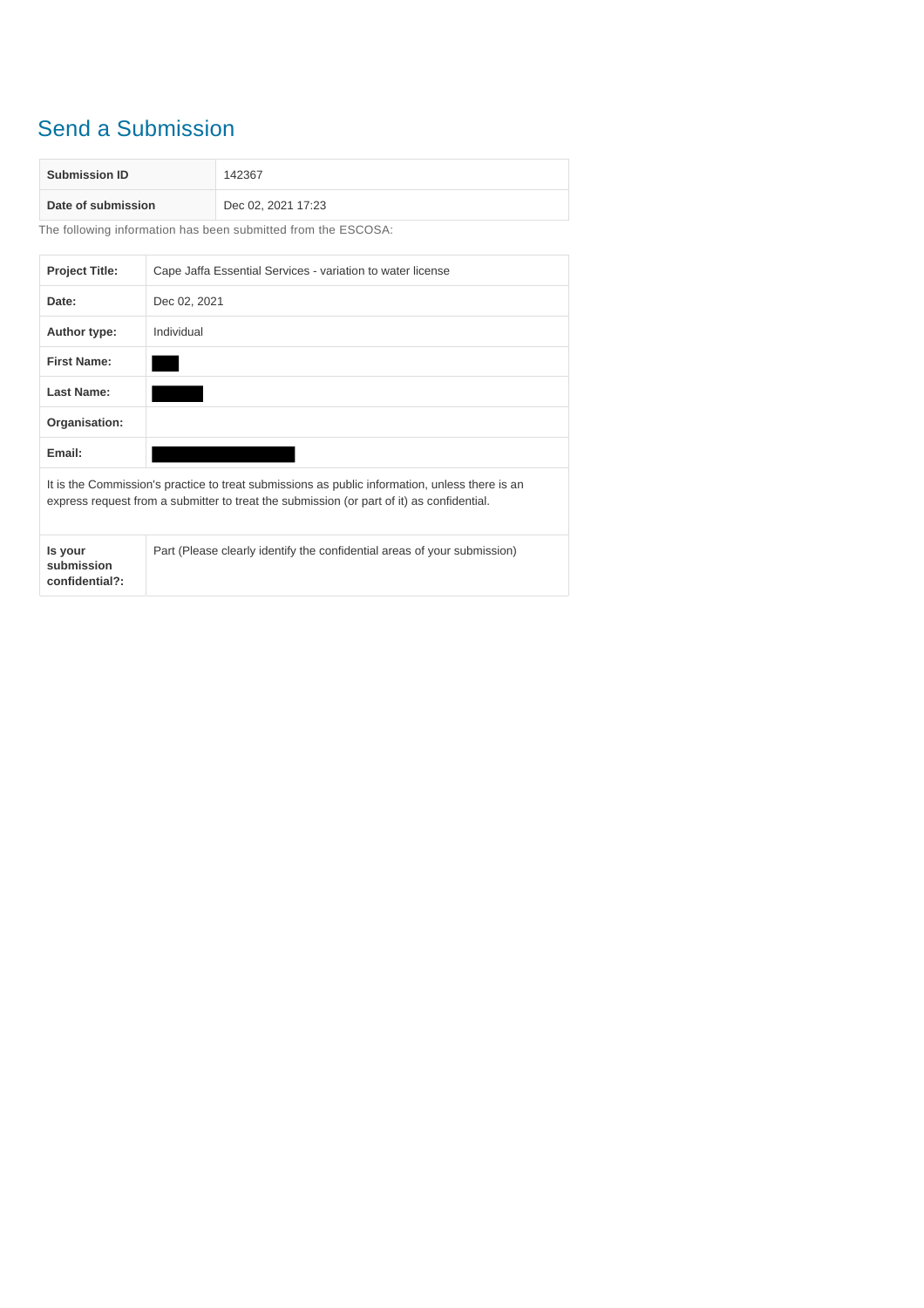# Send a Submission

| Submission ID | 142367 |
| --- | --- |
| Date of submission | Dec 02, 2021 17:23 |

The following information has been submitted from the ESCOSA:

| Project Title: | Cape Jaffa Essential Services - variation to water license |
| --- | --- |
| Date: | Dec 02, 2021 |
| Author type: | Individual |
| First Name: | |
| Last Name: | |
| Organisation: | |
| Email: | |

It is the Commission's practice to treat submissions as public information, unless there is an express request from a submitter to treat the submission (or part of it) as confidential.

| Is your submission confidential?: | Part (Please clearly identify the confidential areas of your submission) |
| --- | --- |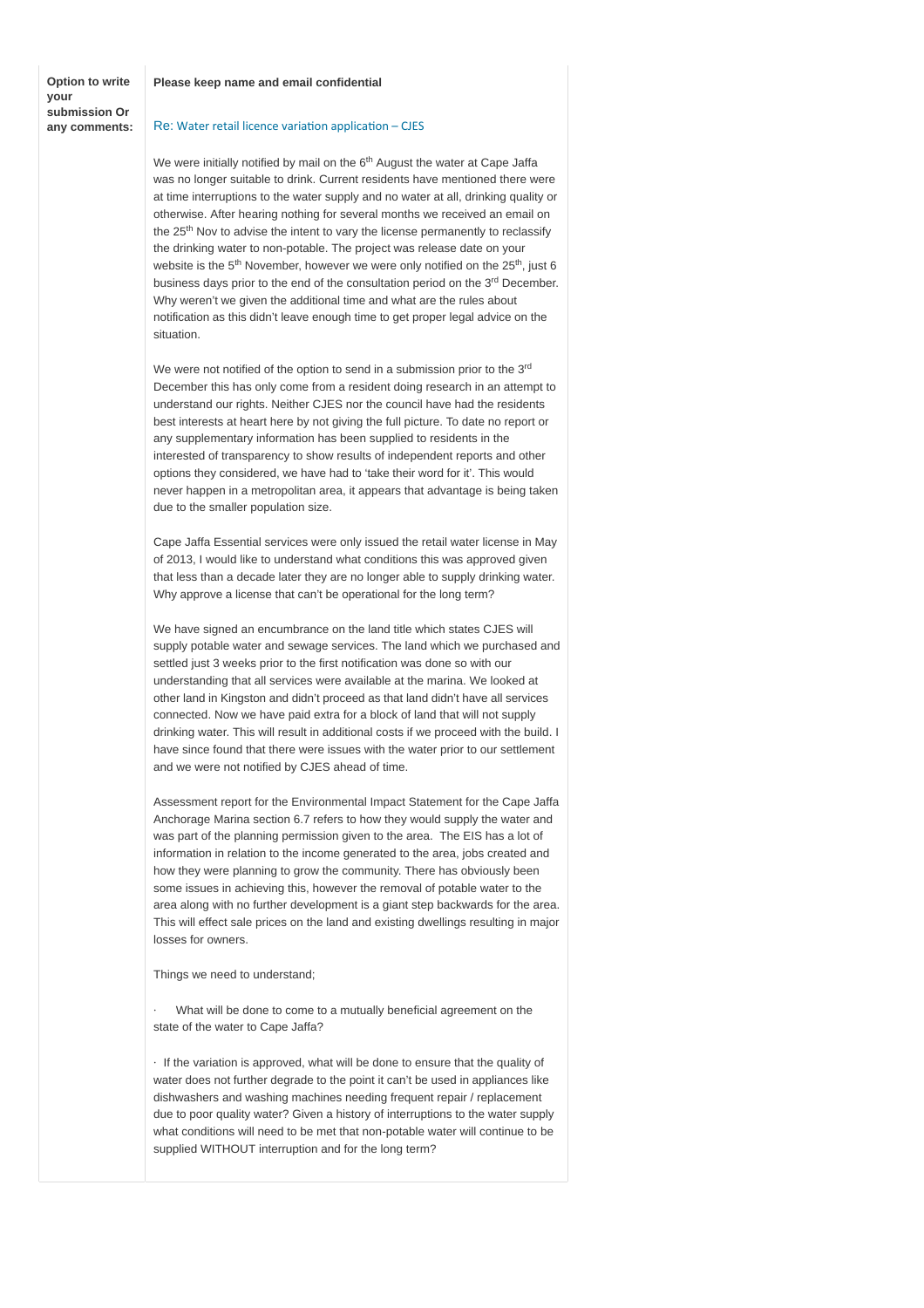| Option to write your submission Or any comments: | **Please keep name and email confidential** |
|---|---|

Re: Water retail licence variation application – CJES

We were initially notified by mail on the 6th August the water at Cape Jaffa was no longer suitable to drink. Current residents have mentioned there were at time interruptions to the water supply and no water at all, drinking quality or otherwise. After hearing nothing for several months we received an email on the 25th Nov to advise the intent to vary the license permanently to reclassify the drinking water to non-potable. The project was release date on your website is the 5th November, however we were only notified on the 25th, just 6 business days prior to the end of the consultation period on the 3rd December. Why weren't we given the additional time and what are the rules about notification as this didn't leave enough time to get proper legal advice on the situation.

We were not notified of the option to send in a submission prior to the 3rd December this has only come from a resident doing research in an attempt to understand our rights. Neither CJES nor the council have had the residents best interests at heart here by not giving the full picture. To date no report or any supplementary information has been supplied to residents in the interested of transparency to show results of independent reports and other options they considered, we have had to 'take their word for it'. This would never happen in a metropolitan area, it appears that advantage is being taken due to the smaller population size.

Cape Jaffa Essential services were only issued the retail water license in May of 2013, I would like to understand what conditions this was approved given that less than a decade later they are no longer able to supply drinking water. Why approve a license that can't be operational for the long term?

We have signed an encumbrance on the land title which states CJES will supply potable water and sewage services. The land which we purchased and settled just 3 weeks prior to the first notification was done so with our understanding that all services were available at the marina. We looked at other land in Kingston and didn't proceed as that land didn't have all services connected. Now we have paid extra for a block of land that will not supply drinking water. This will result in additional costs if we proceed with the build. I have since found that there were issues with the water prior to our settlement and we were not notified by CJES ahead of time.

Assessment report for the Environmental Impact Statement for the Cape Jaffa Anchorage Marina section 6.7 refers to how they would supply the water and was part of the planning permission given to the area. The EIS has a lot of information in relation to the income generated to the area, jobs created and how they were planning to grow the community. There has obviously been some issues in achieving this, however the removal of potable water to the area along with no further development is a giant step backwards for the area. This will effect sale prices on the land and existing dwellings resulting in major losses for owners.

Things we need to understand;

- What will be done to come to a mutually beneficial agreement on the state of the water to Cape Jaffa?

- If the variation is approved, what will be done to ensure that the quality of water does not further degrade to the point it can't be used in appliances like dishwashers and washing machines needing frequent repair / replacement due to poor quality water? Given a history of interruptions to the water supply what conditions will need to be met that non-potable water will continue to be supplied WITHOUT interruption and for the long term?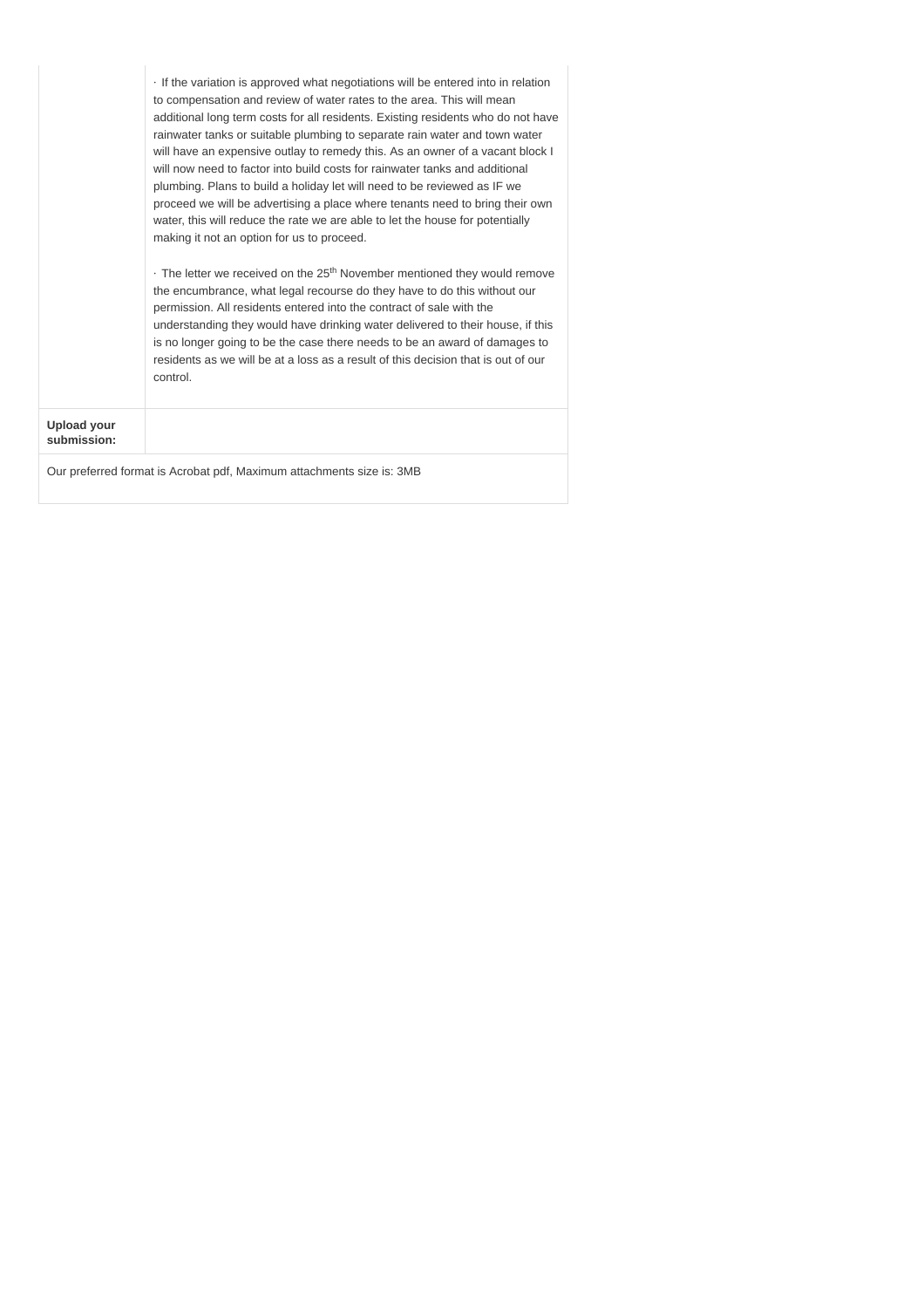| | |
|---|---|
| | · If the variation is approved what negotiations will be entered into in relation to compensation and review of water rates to the area. This will mean additional long term costs for all residents. Existing residents who do not have rainwater tanks or suitable plumbing to separate rain water and town water will have an expensive outlay to remedy this. As an owner of a vacant block I will now need to factor into build costs for rainwater tanks and additional plumbing. Plans to build a holiday let will need to be reviewed as IF we proceed we will be advertising a place where tenants need to bring their own water, this will reduce the rate we are able to let the house for potentially making it not an option for us to proceed.<br><br>· The letter we received on the 25th November mentioned they would remove the encumbrance, what legal recourse do they have to do this without our permission. All residents entered into the contract of sale with the understanding they would have drinking water delivered to their house, if this is no longer going to be the case there needs to be an award of damages to residents as we will be at a loss as a result of this decision that is out of our control. |
| **Upload your submission:** | |

Our preferred format is Acrobat pdf, Maximum attachments size is: 3MB